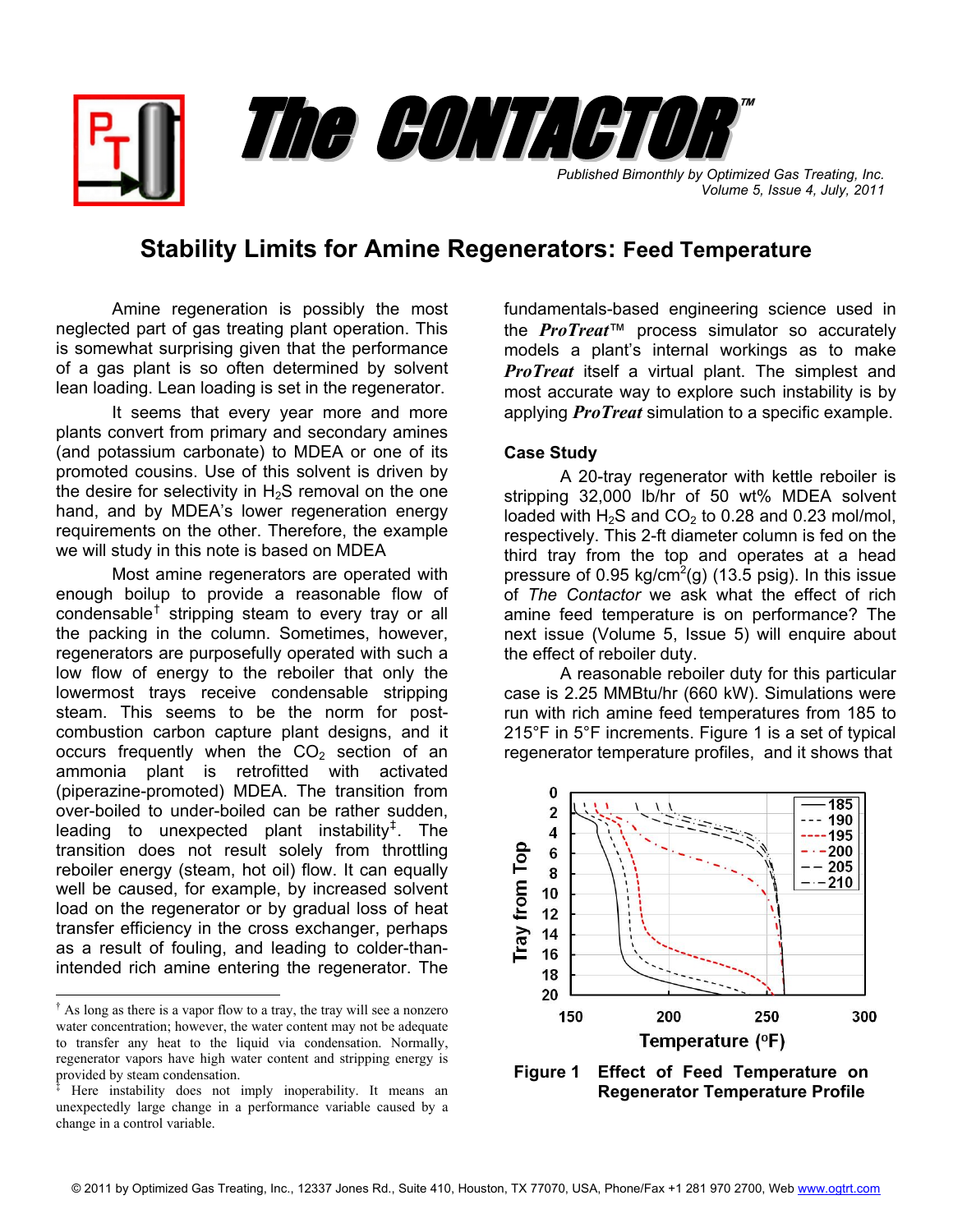# The CONTACTOR™

*Published Bimonthly by Optimized Gas Treating, Inc.*
*Volume 5, Issue 4, July, 2011*

## Stability Limits for Amine Regenerators: Feed Temperature

Amine regeneration is possibly the most neglected part of gas treating plant operation. This is somewhat surprising given that the performance of a gas plant is so often determined by solvent lean loading. Lean loading is set in the regenerator.

It seems that every year more and more plants convert from primary and secondary amines (and potassium carbonate) to MDEA or one of its promoted cousins. Use of this solvent is driven by the desire for selectivity in $H_2S$ removal on the one hand, and by MDEA's lower regeneration energy requirements on the other. Therefore, the example we will study in this note is based on MDEA

Most amine regenerators are operated with enough boilup to provide a reasonable flow of condensable[†] stripping steam to every tray or all the packing in the column. Sometimes, however, regenerators are purposefully operated with such a low flow of energy to the reboiler that only the lowermost trays receive condensable stripping steam. This seems to be the norm for post-combustion carbon capture plant designs, and it occurs frequently when the $CO_2$ section of an ammonia plant is retrofitted with activated (piperazine-promoted) MDEA. The transition from over-boiled to under-boiled can be rather sudden, leading to unexpected plant instability[‡]. The transition does not result solely from throttling reboiler energy (steam, hot oil) flow. It can equally well be caused, for example, by increased solvent load on the regenerator or by gradual loss of heat transfer efficiency in the cross exchanger, perhaps as a result of fouling, and leading to colder-than-intended rich amine entering the regenerator. The fundamentals-based engineering science used in the ***ProTreat***™ process simulator so accurately models a plant's internal workings as to make ***ProTreat*** itself a virtual plant. The simplest and most accurate way to explore such instability is by applying ***ProTreat*** simulation to a specific example.

### Case Study

A 20-tray regenerator with kettle reboiler is stripping 32,000 lb/hr of 50 wt% MDEA solvent loaded with $H_2S$ and $CO_2$ to 0.28 and 0.23 mol/mol, respectively. This 2-ft diameter column is fed on the third tray from the top and operates at a head pressure of 0.95 kg/cm$^2$(g) (13.5 psig). In this issue of *The Contactor* we ask what the effect of rich amine feed temperature is on performance? The next issue (Volume 5, Issue 5) will enquire about the effect of reboiler duty.

A reasonable reboiler duty for this particular case is 2.25 MMBtu/hr (660 kW). Simulations were run with rich amine feed temperatures from 185 to 215°F in 5°F increments. Figure 1 is a set of typical regenerator temperature profiles, and it shows that

**Figure 1 Effect of Feed Temperature on Regenerator Temperature Profile**

---

[†] As long as there is a vapor flow to a tray, the tray will see a nonzero water concentration; however, the water content may not be adequate to transfer any heat to the liquid via condensation. Normally, regenerator vapors have high water content and stripping energy is provided by steam condensation.

[‡] Here instability does not imply inoperability. It means an unexpectedly large change in a performance variable caused by a change in a control variable.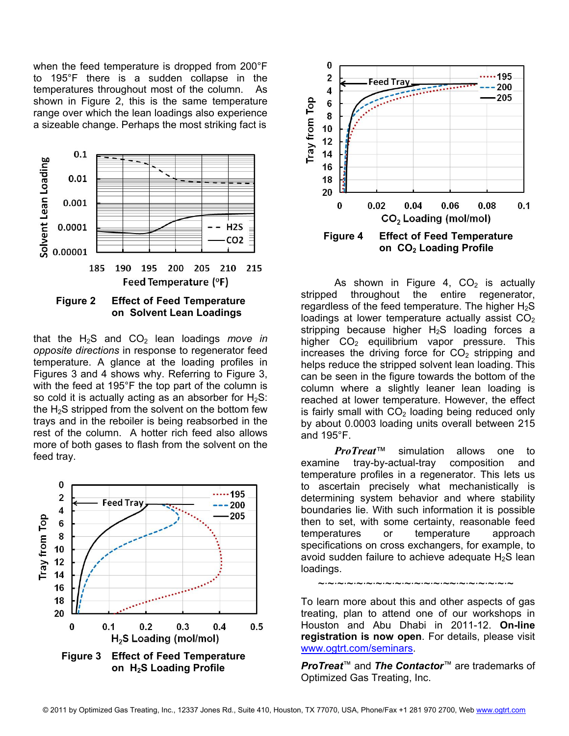when the feed temperature is dropped from 200°F to 195°F there is a sudden collapse in the temperatures throughout most of the column. As shown in Figure 2, this is the same temperature range over which the lean loadings also experience a sizeable change. Perhaps the most striking fact is

Solvent Lean Loading

0.1
0.01
0.001
0.0001
0.00001

185 190 195 200 205 210 215

Feed Temperature (°F)

H2S
CO2

**Figure 2 Effect of Feed Temperature on Solvent Lean Loadings**

that the $H_2S$ and $CO_2$ lean loadings *move in opposite directions* in response to regenerator feed temperature. A glance at the loading profiles in Figures 3 and 4 shows why. Referring to Figure 3, with the feed at 195°F the top part of the column is so cold it is actually acting as an absorber for $H_2S$: the $H_2S$ stripped from the solvent on the bottom few trays and in the reboiler is being reabsorbed in the rest of the column. A hotter rich feed also allows more of both gases to flash from the solvent on the feed tray.

Tray from Top

0 2 4 6 8 10 12 14 16 18 20

Feed Tray

195
200
205

0 0.1 0.2 0.3 0.4 0.5

$H_2S$ Loading (mol/mol)

**Figure 3 Effect of Feed Temperature on $H_2S$ Loading Profile**

Tray from Top

0 2 4 6 8 10 12 14 16 18 20

Feed Tray

195
200
205

0 0.02 0.04 0.06 0.08 0.1

$CO_2$ Loading (mol/mol)

**Figure 4 Effect of Feed Temperature on $CO_2$ Loading Profile**

As shown in Figure 4, $CO_2$ is actually stripped throughout the entire regenerator, regardless of the feed temperature. The higher $H_2S$ loadings at lower temperature actually assist $CO_2$ stripping because higher $H_2S$ loading forces a higher $CO_2$ equilibrium vapor pressure. This increases the driving force for $CO_2$ stripping and helps reduce the stripped solvent lean loading. This can be seen in the figure towards the bottom of the column where a slightly leaner lean loading is reached at lower temperature. However, the effect is fairly small with $CO_2$ loading being reduced only by about 0.0003 loading units overall between 215 and 195°F.

***ProTreat***™ simulation allows one to examine tray-by-actual-tray composition and temperature profiles in a regenerator. This lets us to ascertain precisely what mechanistically is determining system behavior and where stability boundaries lie. With such information it is possible then to set, with some certainty, reasonable feed temperatures or temperature approach specifications on cross exchangers, for example, to avoid sudden failure to achieve adequate $H_2S$ lean loadings.

~·~·~·~·~·~·~·~·~·~·~·~·~·~·~·~·~·~·~·~·~·~

To learn more about this and other aspects of gas treating, plan to attend one of our workshops in Houston and Abu Dhabi in 2011-12. **On-line registration is now open**. For details, please visit www.ogtrt.com/seminars.

***ProTreat***™ and ***The Contactor***™ are trademarks of Optimized Gas Treating, Inc.

© 2011 by Optimized Gas Treating, Inc., 12337 Jones Rd., Suite 410, Houston, TX 77070, USA, Phone/Fax +1 281 970 2700, Web www.ogtrt.com